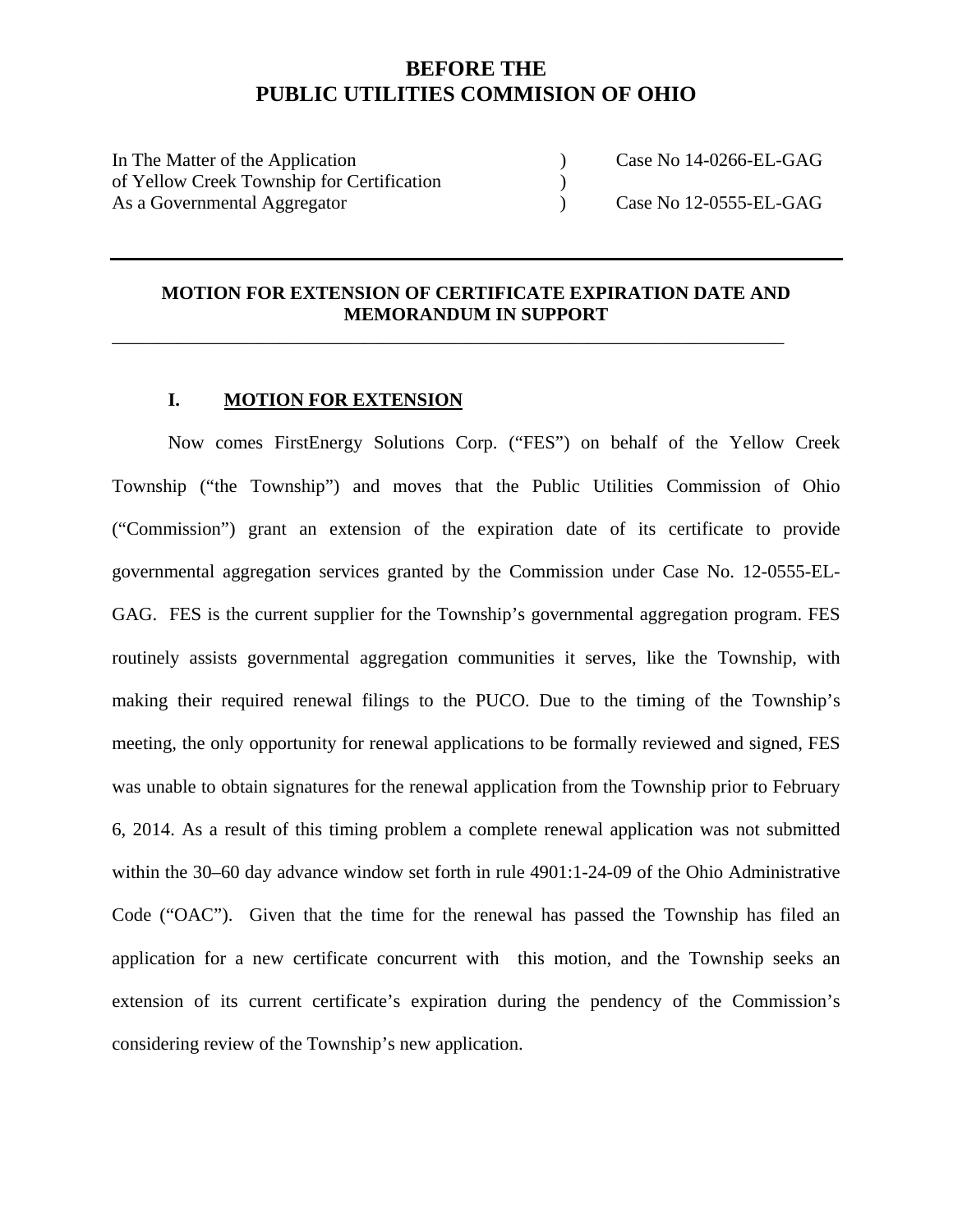# BEFORE THE
# PUBLIC UTILITIES COMMISION OF OHIO

| | | |
|---|---|---|
| In The Matter of the Application | ) | Case No 14-0266-EL-GAG |
| of Yellow Creek Township for Certification | ) | |
| As a Governmental Aggregator | ) | Case No 12-0555-EL-GAG |

---

## MOTION FOR EXTENSION OF CERTIFICATE EXPIRATION DATE AND MEMORANDUM IN SUPPORT

---

### I. <u>MOTION FOR EXTENSION</u>

Now comes FirstEnergy Solutions Corp. ("FES") on behalf of the Yellow Creek Township ("the Township") and moves that the Public Utilities Commission of Ohio ("Commission") grant an extension of the expiration date of its certificate to provide governmental aggregation services granted by the Commission under Case No. 12-0555-EL-GAG. FES is the current supplier for the Township's governmental aggregation program. FES routinely assists governmental aggregation communities it serves, like the Township, with making their required renewal filings to the PUCO. Due to the timing of the Township's meeting, the only opportunity for renewal applications to be formally reviewed and signed, FES was unable to obtain signatures for the renewal application from the Township prior to February 6, 2014. As a result of this timing problem a complete renewal application was not submitted within the 30–60 day advance window set forth in rule 4901:1-24-09 of the Ohio Administrative Code ("OAC"). Given that the time for the renewal has passed the Township has filed an application for a new certificate concurrent with this motion, and the Township seeks an extension of its current certificate's expiration during the pendency of the Commission's considering review of the Township's new application.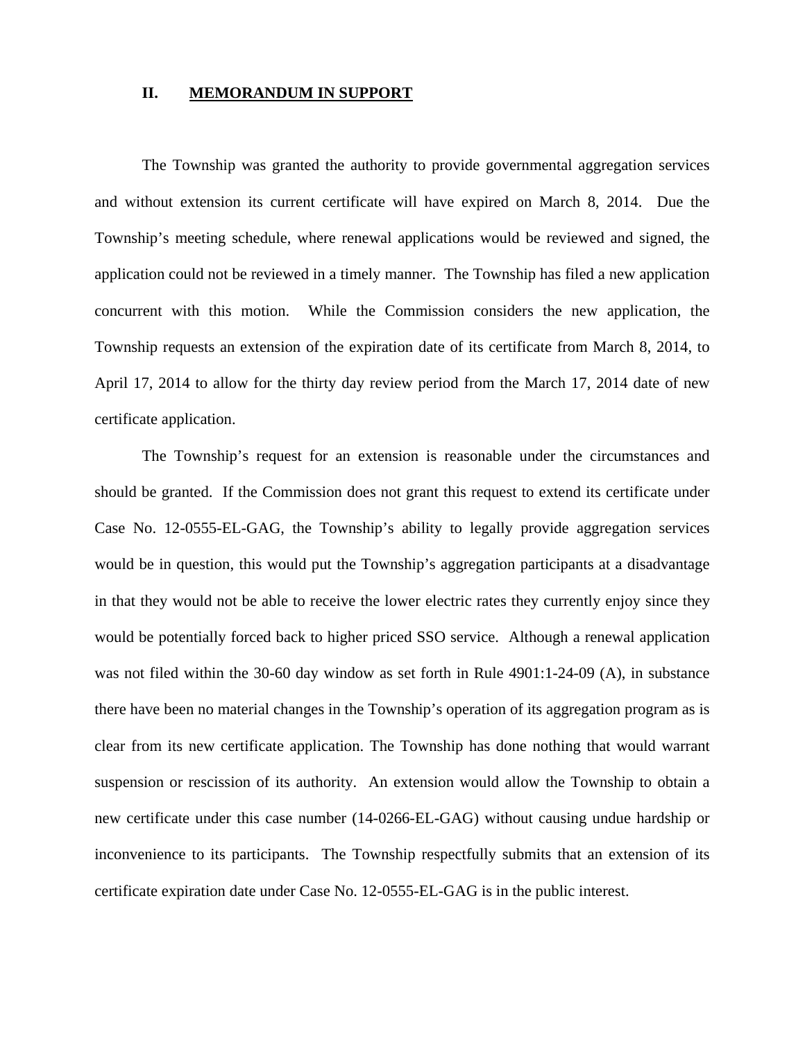## II. MEMORANDUM IN SUPPORT

The Township was granted the authority to provide governmental aggregation services and without extension its current certificate will have expired on March 8, 2014. Due the Township's meeting schedule, where renewal applications would be reviewed and signed, the application could not be reviewed in a timely manner. The Township has filed a new application concurrent with this motion. While the Commission considers the new application, the Township requests an extension of the expiration date of its certificate from March 8, 2014, to April 17, 2014 to allow for the thirty day review period from the March 17, 2014 date of new certificate application.

The Township's request for an extension is reasonable under the circumstances and should be granted. If the Commission does not grant this request to extend its certificate under Case No. 12-0555-EL-GAG, the Township's ability to legally provide aggregation services would be in question, this would put the Township's aggregation participants at a disadvantage in that they would not be able to receive the lower electric rates they currently enjoy since they would be potentially forced back to higher priced SSO service. Although a renewal application was not filed within the 30-60 day window as set forth in Rule 4901:1-24-09 (A), in substance there have been no material changes in the Township's operation of its aggregation program as is clear from its new certificate application. The Township has done nothing that would warrant suspension or rescission of its authority. An extension would allow the Township to obtain a new certificate under this case number (14-0266-EL-GAG) without causing undue hardship or inconvenience to its participants. The Township respectfully submits that an extension of its certificate expiration date under Case No. 12-0555-EL-GAG is in the public interest.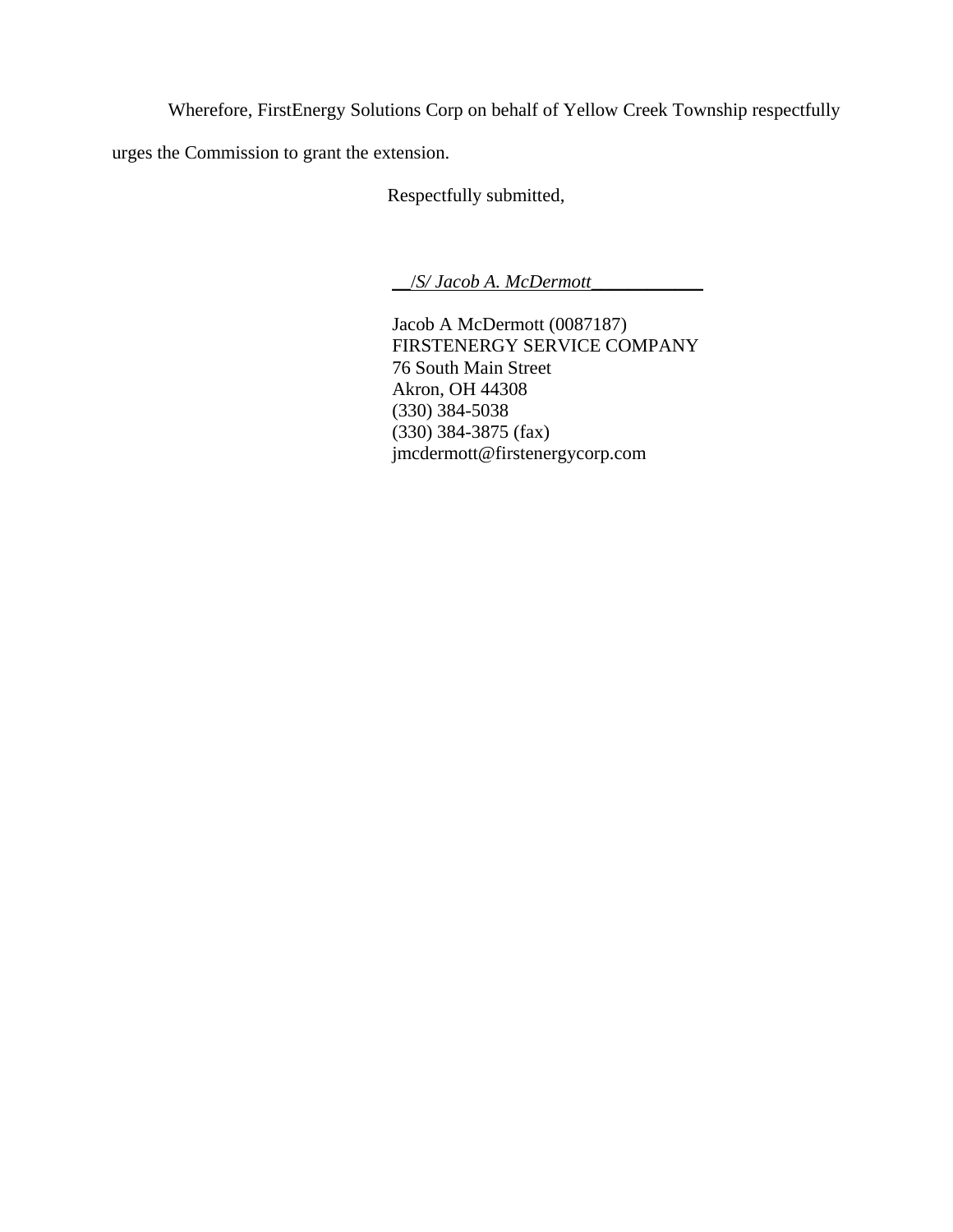Wherefore, FirstEnergy Solutions Corp on behalf of Yellow Creek Township respectfully urges the Commission to grant the extension.

Respectfully submitted,

__/*S/ Jacob A. McDermott*____________

Jacob A McDermott (0087187)
FIRSTENERGY SERVICE COMPANY
76 South Main Street
Akron, OH 44308
(330) 384-5038
(330) 384-3875 (fax)
jmcdermott@firstenergycorp.com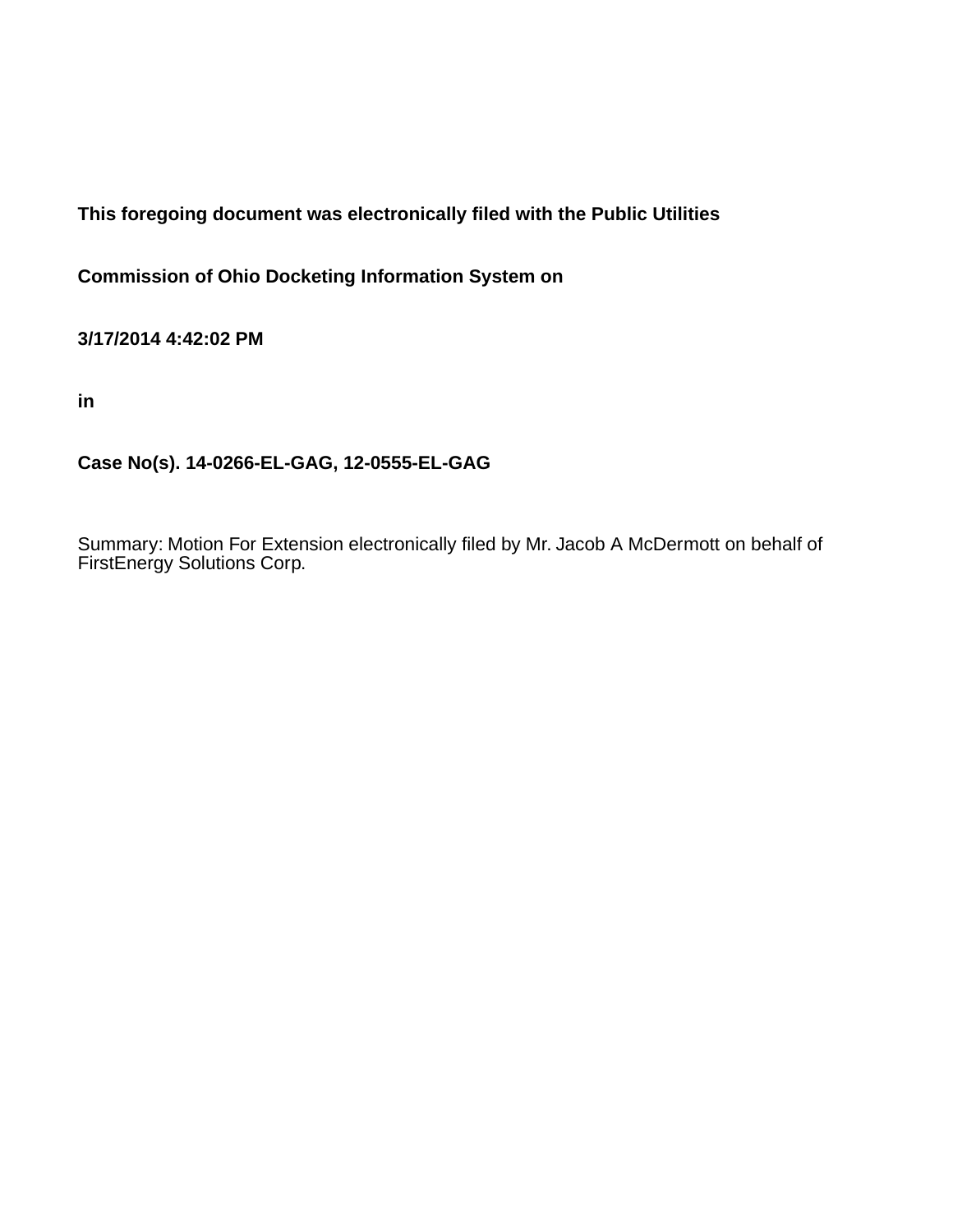**This foregoing document was electronically filed with the Public Utilities**

**Commission of Ohio Docketing Information System on**

**3/17/2014 4:42:02 PM**

**in**

**Case No(s). 14-0266-EL-GAG, 12-0555-EL-GAG**

Summary: Motion For Extension electronically filed by Mr. Jacob A McDermott on behalf of FirstEnergy Solutions Corp.